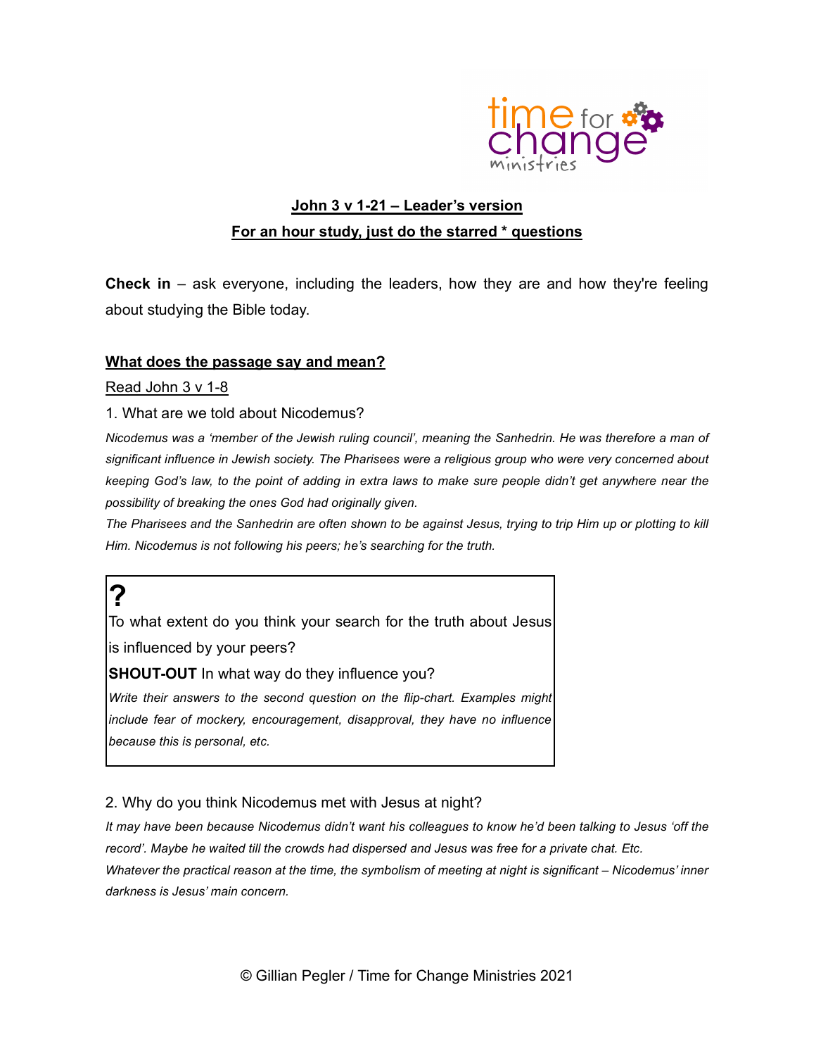## John 3 v 1-21 – Leader's version

**For an hour study, just do the starred * questions**

**Check in** – ask everyone, including the leaders, how they are and how they're feeling about studying the Bible today.

### What does the passage say and mean?

Read John 3 v 1-8

1. What are we told about Nicodemus?

*Nicodemus was a 'member of the Jewish ruling council', meaning the Sanhedrin. He was therefore a man of significant influence in Jewish society. The Pharisees were a religious group who were very concerned about keeping God's law, to the point of adding in extra laws to make sure people didn't get anywhere near the possibility of breaking the ones God had originally given.*

*The Pharisees and the Sanhedrin are often shown to be against Jesus, trying to trip Him up or plotting to kill Him. Nicodemus is not following his peers; he's searching for the truth.*

> **?**
>
> To what extent do you think your search for the truth about Jesus is influenced by your peers?
>
> **SHOUT-OUT** In what way do they influence you?
>
> *Write their answers to the second question on the flip-chart. Examples might include fear of mockery, encouragement, disapproval, they have no influence because this is personal, etc.*

2. Why do you think Nicodemus met with Jesus at night?

*It may have been because Nicodemus didn't want his colleagues to know he'd been talking to Jesus 'off the record'. Maybe he waited till the crowds had dispersed and Jesus was free for a private chat. Etc.*

*Whatever the practical reason at the time, the symbolism of meeting at night is significant – Nicodemus' inner darkness is Jesus' main concern.*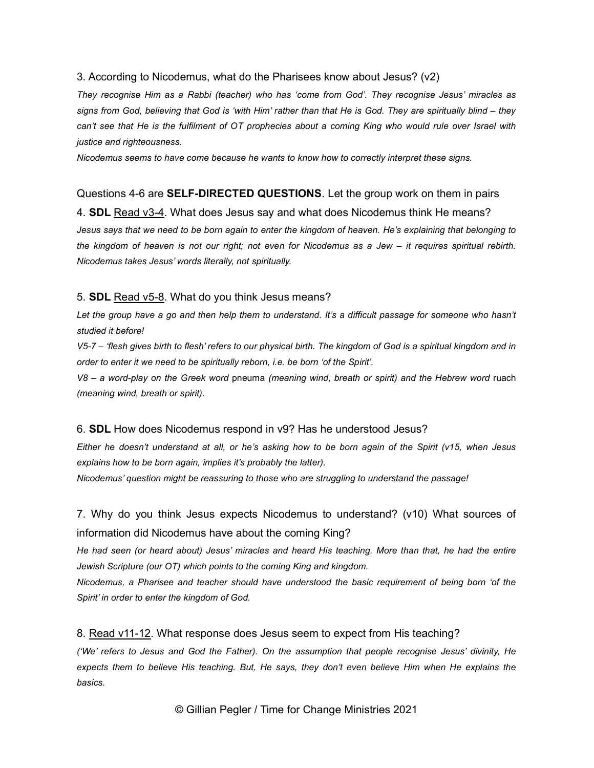3. According to Nicodemus, what do the Pharisees know about Jesus? (v2)

*They recognise Him as a Rabbi (teacher) who has 'come from God'. They recognise Jesus' miracles as signs from God, believing that God is 'with Him' rather than that He is God. They are spiritually blind – they can't see that He is the fulfilment of OT prophecies about a coming King who would rule over Israel with justice and righteousness.*

*Nicodemus seems to have come because he wants to know how to correctly interpret these signs.*

Questions 4-6 are **SELF-DIRECTED QUESTIONS**. Let the group work on them in pairs

4. **SDL** <u>Read v3-4</u>. What does Jesus say and what does Nicodemus think He means?

*Jesus says that we need to be born again to enter the kingdom of heaven. He's explaining that belonging to the kingdom of heaven is not our right; not even for Nicodemus as a Jew – it requires spiritual rebirth. Nicodemus takes Jesus' words literally, not spiritually.*

5. **SDL** <u>Read v5-8</u>. What do you think Jesus means?

*Let the group have a go and then help them to understand. It's a difficult passage for someone who hasn't studied it before!*

*V5-7 – 'flesh gives birth to flesh' refers to our physical birth. The kingdom of God is a spiritual kingdom and in order to enter it we need to be spiritually reborn, i.e. be born 'of the Spirit'.*

*V8 – a word-play on the Greek word* pneuma *(meaning wind, breath or spirit) and the Hebrew word* ruach *(meaning wind, breath or spirit).*

6. **SDL** How does Nicodemus respond in v9? Has he understood Jesus?

*Either he doesn't understand at all, or he's asking how to be born again of the Spirit (v15, when Jesus explains how to be born again, implies it's probably the latter).*

*Nicodemus' question might be reassuring to those who are struggling to understand the passage!*

7. Why do you think Jesus expects Nicodemus to understand? (v10) What sources of information did Nicodemus have about the coming King?

*He had seen (or heard about) Jesus' miracles and heard His teaching. More than that, he had the entire Jewish Scripture (our OT) which points to the coming King and kingdom.*

*Nicodemus, a Pharisee and teacher should have understood the basic requirement of being born 'of the Spirit' in order to enter the kingdom of God.*

8. <u>Read v11-12</u>. What response does Jesus seem to expect from His teaching?

*('We' refers to Jesus and God the Father). On the assumption that people recognise Jesus' divinity, He expects them to believe His teaching. But, He says, they don't even believe Him when He explains the basics.*

© Gillian Pegler / Time for Change Ministries 2021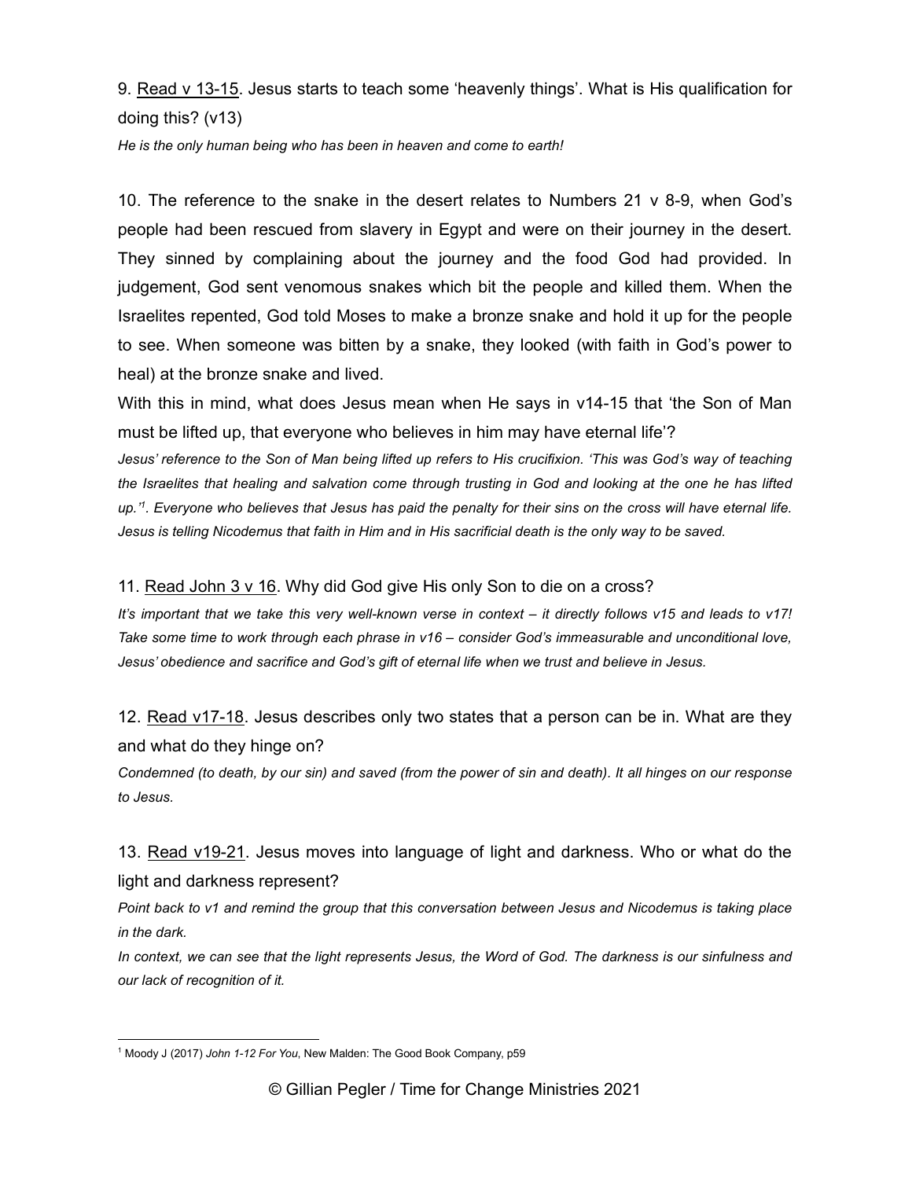9. Read v 13-15. Jesus starts to teach some 'heavenly things'. What is His qualification for doing this? (v13)

*He is the only human being who has been in heaven and come to earth!*

10. The reference to the snake in the desert relates to Numbers 21 v 8-9, when God's people had been rescued from slavery in Egypt and were on their journey in the desert. They sinned by complaining about the journey and the food God had provided. In judgement, God sent venomous snakes which bit the people and killed them. When the Israelites repented, God told Moses to make a bronze snake and hold it up for the people to see. When someone was bitten by a snake, they looked (with faith in God's power to heal) at the bronze snake and lived.

With this in mind, what does Jesus mean when He says in v14-15 that 'the Son of Man must be lifted up, that everyone who believes in him may have eternal life'?

*Jesus' reference to the Son of Man being lifted up refers to His crucifixion. 'This was God's way of teaching the Israelites that healing and salvation come through trusting in God and looking at the one he has lifted up.'[1]. Everyone who believes that Jesus has paid the penalty for their sins on the cross will have eternal life. Jesus is telling Nicodemus that faith in Him and in His sacrificial death is the only way to be saved.*

11. Read John 3 v 16. Why did God give His only Son to die on a cross?

*It's important that we take this very well-known verse in context – it directly follows v15 and leads to v17! Take some time to work through each phrase in v16 – consider God's immeasurable and unconditional love, Jesus' obedience and sacrifice and God's gift of eternal life when we trust and believe in Jesus.*

12. Read v17-18. Jesus describes only two states that a person can be in. What are they and what do they hinge on?

*Condemned (to death, by our sin) and saved (from the power of sin and death). It all hinges on our response to Jesus.*

13. Read v19-21. Jesus moves into language of light and darkness. Who or what do the light and darkness represent?

*Point back to v1 and remind the group that this conversation between Jesus and Nicodemus is taking place in the dark.*

*In context, we can see that the light represents Jesus, the Word of God. The darkness is our sinfulness and our lack of recognition of it.*

---

[1] Moody J (2017) *John 1-12 For You*, New Malden: The Good Book Company, p59

© Gillian Pegler / Time for Change Ministries 2021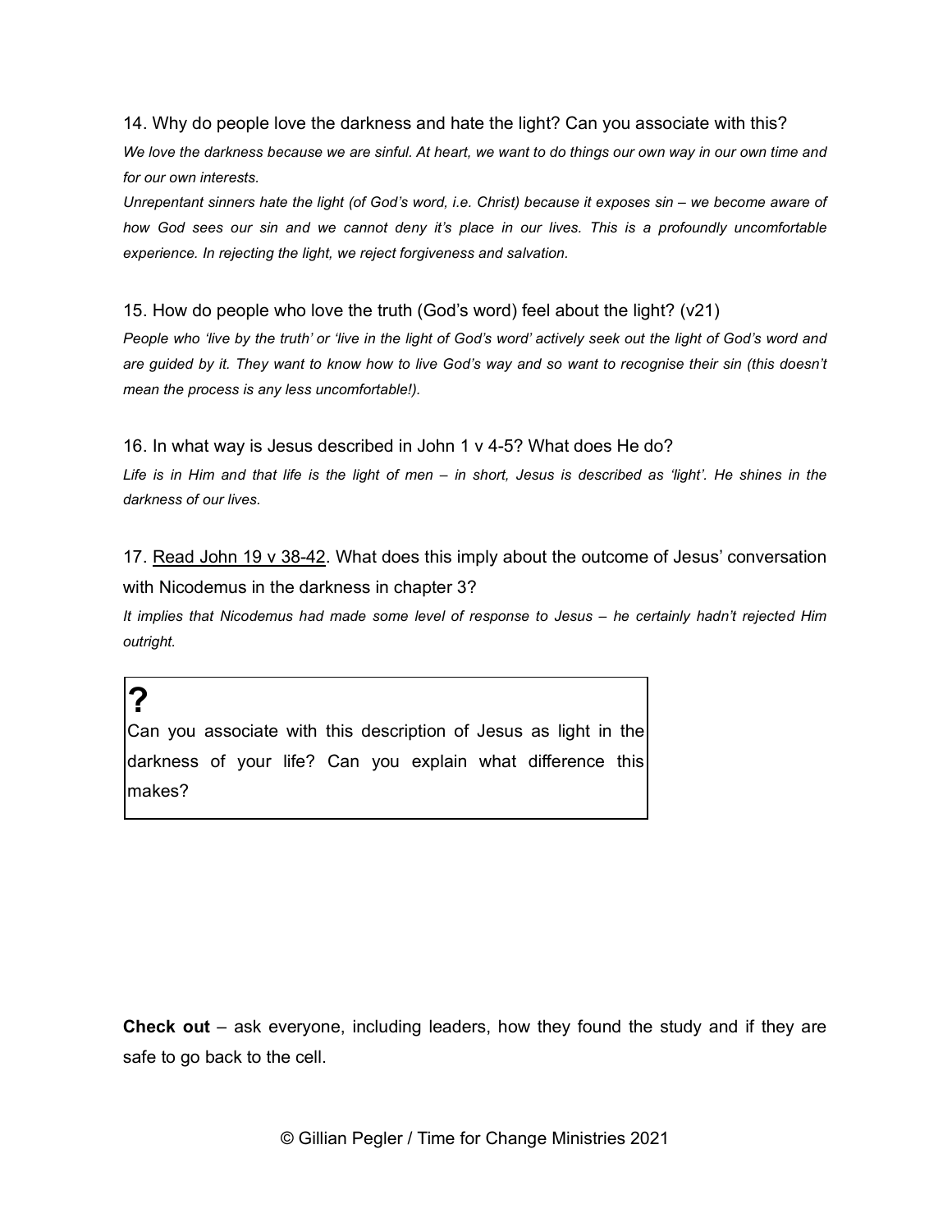14. Why do people love the darkness and hate the light? Can you associate with this?

*We love the darkness because we are sinful. At heart, we want to do things our own way in our own time and for our own interests.*

*Unrepentant sinners hate the light (of God's word, i.e. Christ) because it exposes sin – we become aware of how God sees our sin and we cannot deny it's place in our lives. This is a profoundly uncomfortable experience. In rejecting the light, we reject forgiveness and salvation.*

15. How do people who love the truth (God's word) feel about the light? (v21)

*People who 'live by the truth' or 'live in the light of God's word' actively seek out the light of God's word and are guided by it. They want to know how to live God's way and so want to recognise their sin (this doesn't mean the process is any less uncomfortable!).*

16. In what way is Jesus described in John 1 v 4-5? What does He do?

*Life is in Him and that life is the light of men – in short, Jesus is described as 'light'. He shines in the darkness of our lives.*

17. <u>Read John 19 v 38-42</u>. What does this imply about the outcome of Jesus' conversation with Nicodemus in the darkness in chapter 3?

*It implies that Nicodemus had made some level of response to Jesus – he certainly hadn't rejected Him outright.*

> **?**
>
> Can you associate with this description of Jesus as light in the darkness of your life? Can you explain what difference this makes?

**Check out** – ask everyone, including leaders, how they found the study and if they are safe to go back to the cell.

© Gillian Pegler / Time for Change Ministries 2021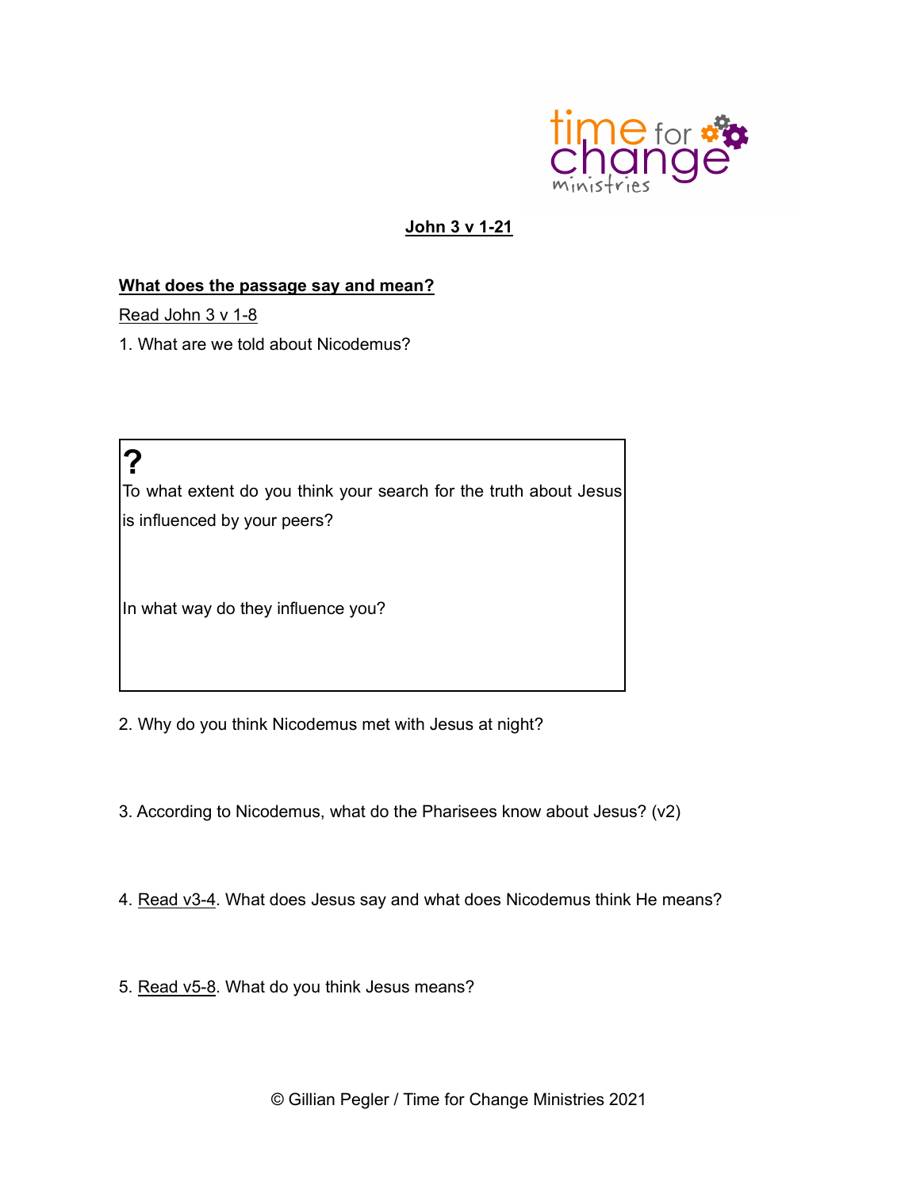# John 3 v 1-21

## What does the passage say and mean?

Read John 3 v 1-8

1. What are we told about Nicodemus?

> **?**
>
> To what extent do you think your search for the truth about Jesus is influenced by your peers?
>
> In what way do they influence you?

2. Why do you think Nicodemus met with Jesus at night?

3. According to Nicodemus, what do the Pharisees know about Jesus? (v2)

4. Read v3-4. What does Jesus say and what does Nicodemus think He means?

5. Read v5-8. What do you think Jesus means?

© Gillian Pegler / Time for Change Ministries 2021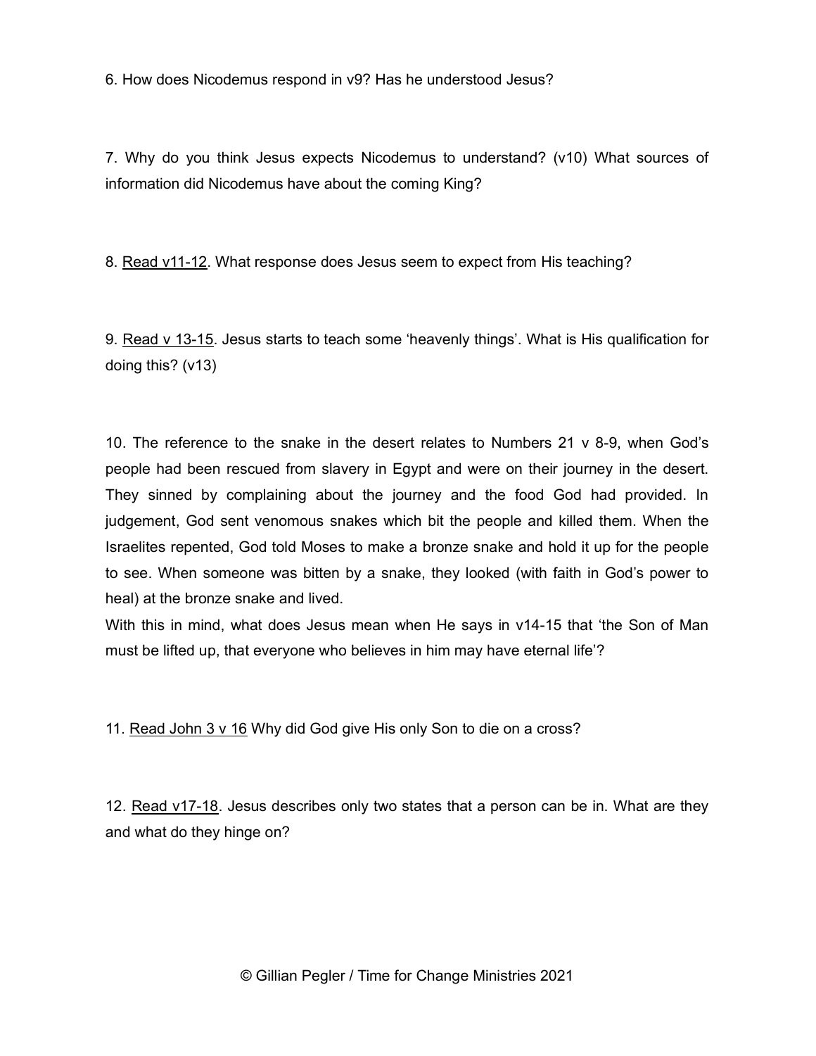6. How does Nicodemus respond in v9? Has he understood Jesus?

7. Why do you think Jesus expects Nicodemus to understand? (v10) What sources of information did Nicodemus have about the coming King?

8. <u>Read v11-12</u>. What response does Jesus seem to expect from His teaching?

9. <u>Read v 13-15</u>. Jesus starts to teach some 'heavenly things'. What is His qualification for doing this? (v13)

10. The reference to the snake in the desert relates to Numbers 21 v 8-9, when God's people had been rescued from slavery in Egypt and were on their journey in the desert. They sinned by complaining about the journey and the food God had provided. In judgement, God sent venomous snakes which bit the people and killed them. When the Israelites repented, God told Moses to make a bronze snake and hold it up for the people to see. When someone was bitten by a snake, they looked (with faith in God's power to heal) at the bronze snake and lived.
With this in mind, what does Jesus mean when He says in v14-15 that 'the Son of Man must be lifted up, that everyone who believes in him may have eternal life'?

11. <u>Read John 3 v 16</u> Why did God give His only Son to die on a cross?

12. <u>Read v17-18</u>. Jesus describes only two states that a person can be in. What are they and what do they hinge on?

© Gillian Pegler / Time for Change Ministries 2021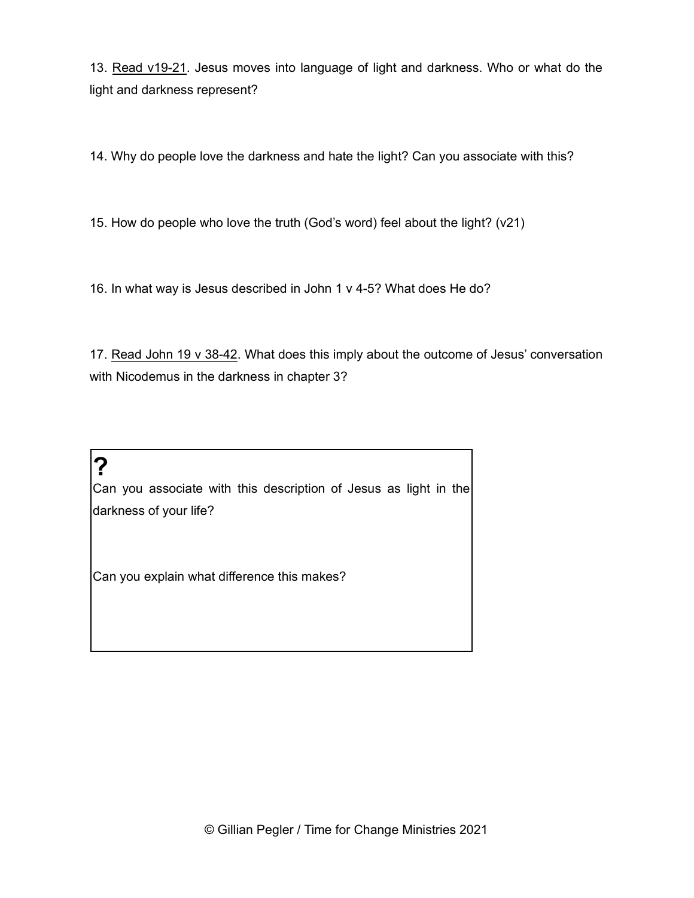13. Read v19-21. Jesus moves into language of light and darkness. Who or what do the light and darkness represent?

14. Why do people love the darkness and hate the light? Can you associate with this?

15. How do people who love the truth (God's word) feel about the light? (v21)

16. In what way is Jesus described in John 1 v 4-5? What does He do?

17. Read John 19 v 38-42. What does this imply about the outcome of Jesus' conversation with Nicodemus in the darkness in chapter 3?

**?**

Can you associate with this description of Jesus as light in the darkness of your life?

Can you explain what difference this makes?

© Gillian Pegler / Time for Change Ministries 2021